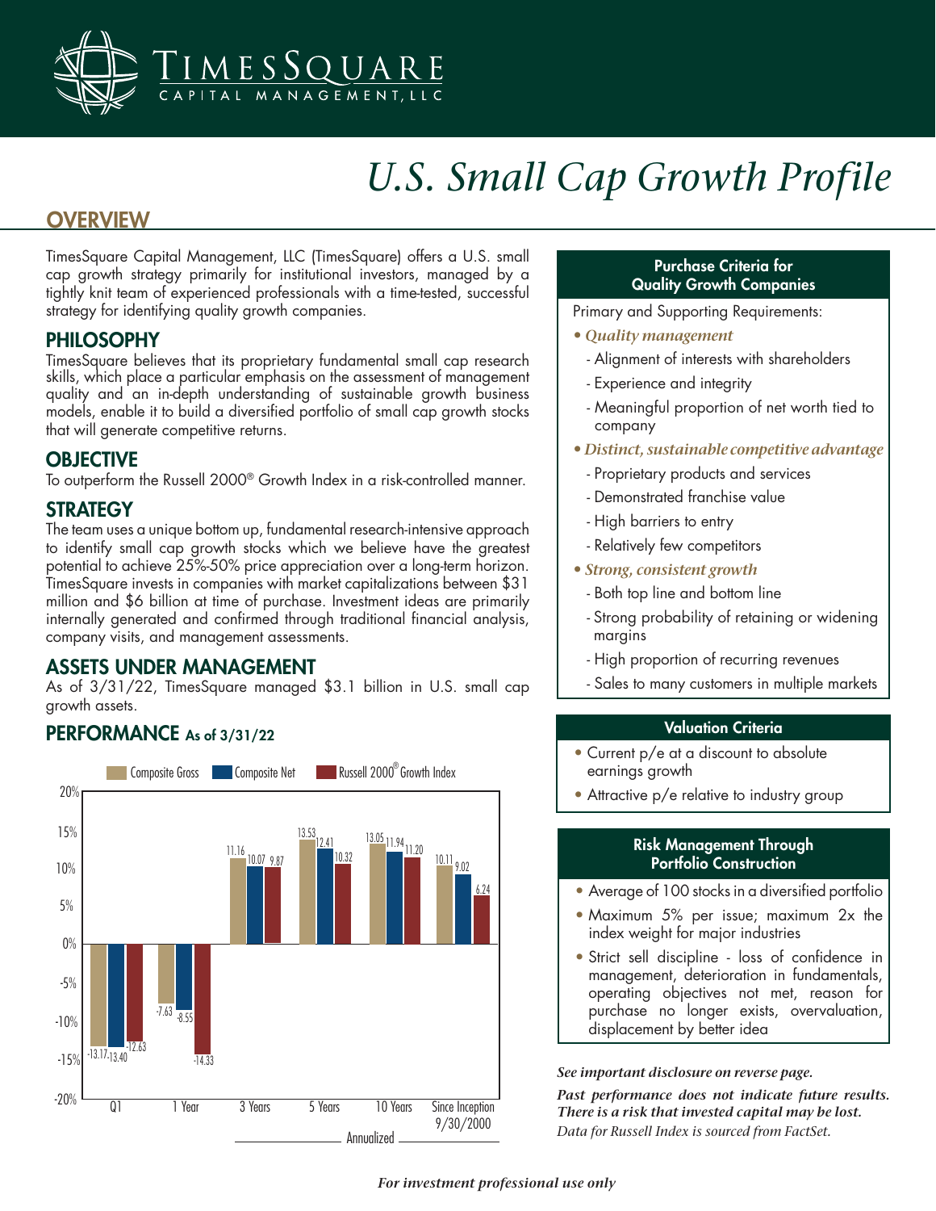# U.S. Small Cap Growth Profile

## OVERVIEW

TimesSquare Capital Management, LLC (TimesSquare) offers a U.S. small cap growth strategy primarily for institutional investors, managed by a tightly knit team of experienced professionals with a time-tested, successful strategy for identifying quality growth companies.

## PHILOSOPHY

TimesSquare believes that its proprietary fundamental small cap research skills, which place a particular emphasis on the assessment of management quality and an in-depth understanding of sustainable growth business models, enable it to build a diversified portfolio of small cap growth stocks that will generate competitive returns.

## OBJECTIVE

To outperform the Russell 2000® Growth Index in a risk-controlled manner.

## STRATEGY

The team uses a unique bottom up, fundamental research-intensive approach to identify small cap growth stocks which we believe have the greatest potential to achieve 25%-50% price appreciation over a long-term horizon. TimesSquare invests in companies with market capitalizations between $31 million and $6 billion at time of purchase. Investment ideas are primarily internally generated and confirmed through traditional financial analysis, company visits, and management assessments.

## ASSETS UNDER MANAGEMENT

As of 3/31/22, TimesSquare managed $3.1 billion in U.S. small cap growth assets.

## PERFORMANCE As of 3/31/22

| | Q1 | 1 Year | 3 Years | 5 Years | 10 Years | Since Inception 9/30/2000 |
|---|---|---|---|---|---|---|
| Composite Gross | -13.17 | -7.63 | 11.16 | 13.53 | 13.05 | 10.11 |
| Composite Net | -13.40 | -8.55 | 10.07 | 12.41 | 11.94 | 9.02 |
| Russell 2000® Growth Index | -12.63 | -14.33 | 9.87 | 10.32 | 11.20 | 6.24 |

3 Years, 5 Years, 10 Years and Since Inception: Annualized

### Purchase Criteria for Quality Growth Companies

Primary and Supporting Requirements:

- ***Quality management***
  - Alignment of interests with shareholders
  - Experience and integrity
  - Meaningful proportion of net worth tied to company
- ***Distinct, sustainable competitive advantage***
  - Proprietary products and services
  - Demonstrated franchise value
  - High barriers to entry
  - Relatively few competitors
- ***Strong, consistent growth***
  - Both top line and bottom line
  - Strong probability of retaining or widening margins
  - High proportion of recurring revenues
  - Sales to many customers in multiple markets

### Valuation Criteria

- Current p/e at a discount to absolute earnings growth
- Attractive p/e relative to industry group

### Risk Management Through Portfolio Construction

- Average of 100 stocks in a diversified portfolio
- Maximum 5% per issue; maximum 2x the index weight for major industries
- Strict sell discipline - loss of confidence in management, deterioration in fundamentals, operating objectives not met, reason for purchase no longer exists, overvaluation, displacement by better idea

***See important disclosure on reverse page.***

***Past performance does not indicate future results. There is a risk that invested capital may be lost.***

*Data for Russell Index is sourced from FactSet.*

***For investment professional use only***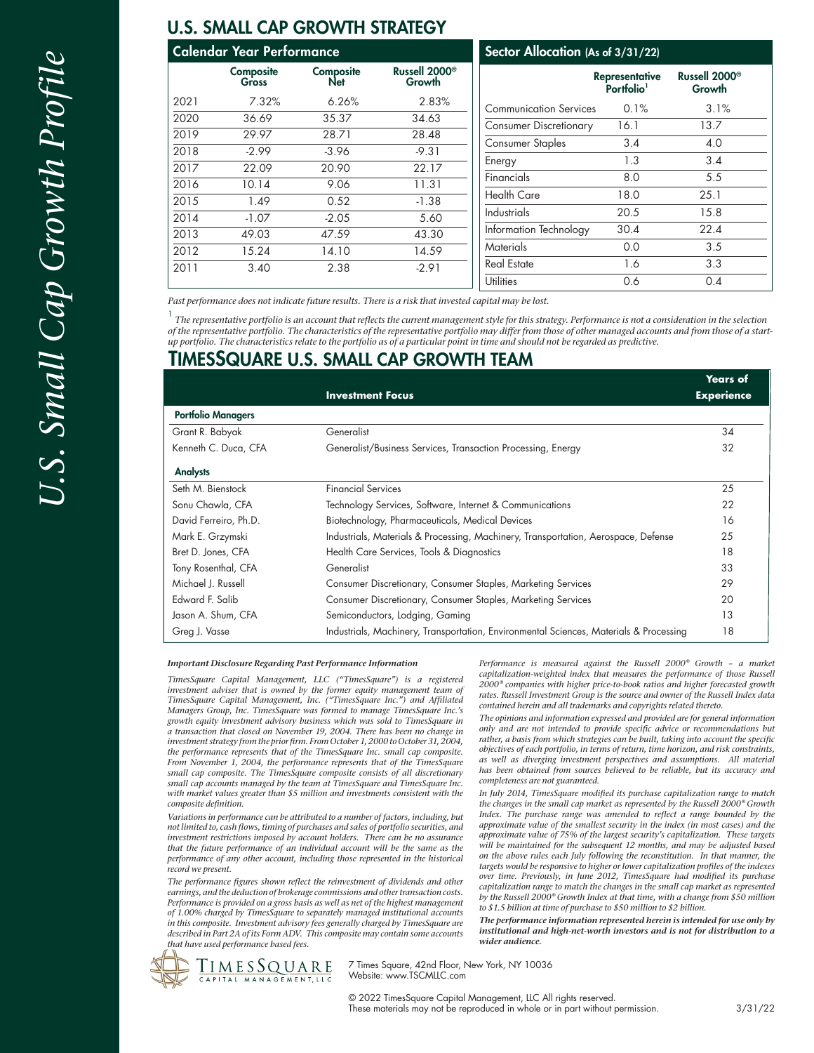# U.S. SMALL CAP GROWTH STRATEGY

## Calendar Year Performance

| | Composite Gross | Composite Net | Russell 2000® Growth |
|---|---|---|---|
| 2021 | 7.32% | 6.26% | 2.83% |
| 2020 | 36.69 | 35.37 | 34.63 |
| 2019 | 29.97 | 28.71 | 28.48 |
| 2018 | -2.99 | -3.96 | -9.31 |
| 2017 | 22.09 | 20.90 | 22.17 |
| 2016 | 10.14 | 9.06 | 11.31 |
| 2015 | 1.49 | 0.52 | -1.38 |
| 2014 | -1.07 | -2.05 | 5.60 |
| 2013 | 49.03 | 47.59 | 43.30 |
| 2012 | 15.24 | 14.10 | 14.59 |
| 2011 | 3.40 | 2.38 | -2.91 |

## Sector Allocation (As of 3/31/22)

| | Representative Portfolio[1] | Russell 2000® Growth |
|---|---|---|
| Communication Services | 0.1% | 3.1% |
| Consumer Discretionary | 16.1 | 13.7 |
| Consumer Staples | 3.4 | 4.0 |
| Energy | 1.3 | 3.4 |
| Financials | 8.0 | 5.5 |
| Health Care | 18.0 | 25.1 |
| Industrials | 20.5 | 15.8 |
| Information Technology | 30.4 | 22.4 |
| Materials | 0.0 | 3.5 |
| Real Estate | 1.6 | 3.3 |
| Utilities | 0.6 | 0.4 |

*Past performance does not indicate future results. There is a risk that invested capital may be lost.*

[1] *The representative portfolio is an account that reflects the current management style for this strategy. Performance is not a consideration in the selection of the representative portfolio. The characteristics of the representative portfolio may differ from those of other managed accounts and from those of a start-up portfolio. The characteristics relate to the portfolio as of a particular point in time and should not be regarded as predictive.*

# TIMESSQUARE U.S. SMALL CAP GROWTH TEAM

| | Investment Focus | Years of Experience |
|---|---|---|
| **Portfolio Managers** | | |
| Grant R. Babyak | Generalist | 34 |
| Kenneth C. Duca, CFA | Generalist/Business Services, Transaction Processing, Energy | 32 |
| **Analysts** | | |
| Seth M. Bienstock | Financial Services | 25 |
| Sonu Chawla, CFA | Technology Services, Software, Internet & Communications | 22 |
| David Ferreiro, Ph.D. | Biotechnology, Pharmaceuticals, Medical Devices | 16 |
| Mark E. Grzymski | Industrials, Materials & Processing, Machinery, Transportation, Aerospace, Defense | 25 |
| Bret D. Jones, CFA | Health Care Services, Tools & Diagnostics | 18 |
| Tony Rosenthal, CFA | Generalist | 33 |
| Michael J. Russell | Consumer Discretionary, Consumer Staples, Marketing Services | 29 |
| Edward F. Salib | Consumer Discretionary, Consumer Staples, Marketing Services | 20 |
| Jason A. Shum, CFA | Semiconductors, Lodging, Gaming | 13 |
| Greg J. Vasse | Industrials, Machinery, Transportation, Environmental Sciences, Materials & Processing | 18 |

***Important Disclosure Regarding Past Performance Information***

*TimesSquare Capital Management, LLC ("TimesSquare") is a registered investment adviser that is owned by the former equity management team of TimesSquare Capital Management, Inc. ("TimesSquare Inc.") and Affiliated Managers Group, Inc. TimesSquare was formed to manage TimesSquare Inc.'s growth equity investment advisory business which was sold to TimesSquare in a transaction that closed on November 19, 2004. There has been no change in investment strategy from the prior firm. From October 1, 2000 to October 31, 2004, the performance represents that of the TimesSquare Inc. small cap composite. From November 1, 2004, the performance represents that of the TimesSquare small cap composite. The TimesSquare composite consists of all discretionary small cap accounts managed by the team at TimesSquare and TimesSquare Inc. with market values greater than $5 million and investments consistent with the composite definition.*

*Variations in performance can be attributed to a number of factors, including, but not limited to, cash flows, timing of purchases and sales of portfolio securities, and investment restrictions imposed by account holders. There can be no assurance that the future performance of an individual account will be the same as the performance of any other account, including those represented in the historical record we present.*

*The performance figures shown reflect the reinvestment of dividends and other earnings, and the deduction of brokerage commissions and other transaction costs. Performance is provided on a gross basis as well as net of the highest management of 1.00% charged by TimesSquare to separately managed institutional accounts in this composite. Investment advisory fees generally charged by TimesSquare are described in Part 2A of its Form ADV. This composite may contain some accounts that have used performance based fees.*

*Performance is measured against the Russell 2000® Growth – a market capitalization-weighted index that measures the performance of those Russell 2000® companies with higher price-to-book ratios and higher forecasted growth rates. Russell Investment Group is the source and owner of the Russell Index data contained herein and all trademarks and copyrights related thereto.*

*The opinions and information expressed and provided are for general information only and are not intended to provide specific advice or recommendations but rather, a basis from which strategies can be built, taking into account the specific objectives of each portfolio, in terms of return, time horizon, and risk constraints, as well as diverging investment perspectives and assumptions. All material has been obtained from sources believed to be reliable, but its accuracy and completeness are not guaranteed.*

*In July 2014, TimesSquare modified its purchase capitalization range to match the changes in the small cap market as represented by the Russell 2000® Growth Index. The purchase range was amended to reflect a range bounded by the approximate value of the smallest security in the index (in most cases) and the approximate value of 75% of the largest security's capitalization. These targets will be maintained for the subsequent 12 months, and may be adjusted based on the above rules each July following the reconstitution. In that manner, the targets would be responsive to higher or lower capitalization profiles of the indexes over time. Previously, in June 2012, TimesSquare had modified its purchase capitalization range to match the changes in the small cap market as represented by the Russell 2000® Growth Index at that time, with a change from $50 million to $1.5 billion at time of purchase to $50 million to $2 billion.*

***The performance information represented herein is intended for use only by institutional and high-net-worth investors and is not for distribution to a wider audience.***

TIMESSQUARE CAPITAL MANAGEMENT, LLC

7 Times Square, 42nd Floor, New York, NY 10036
Website: www.TSCMLLC.com

© 2022 TimesSquare Capital Management, LLC All rights reserved.
These materials may not be reproduced in whole or in part without permission.

3/31/22